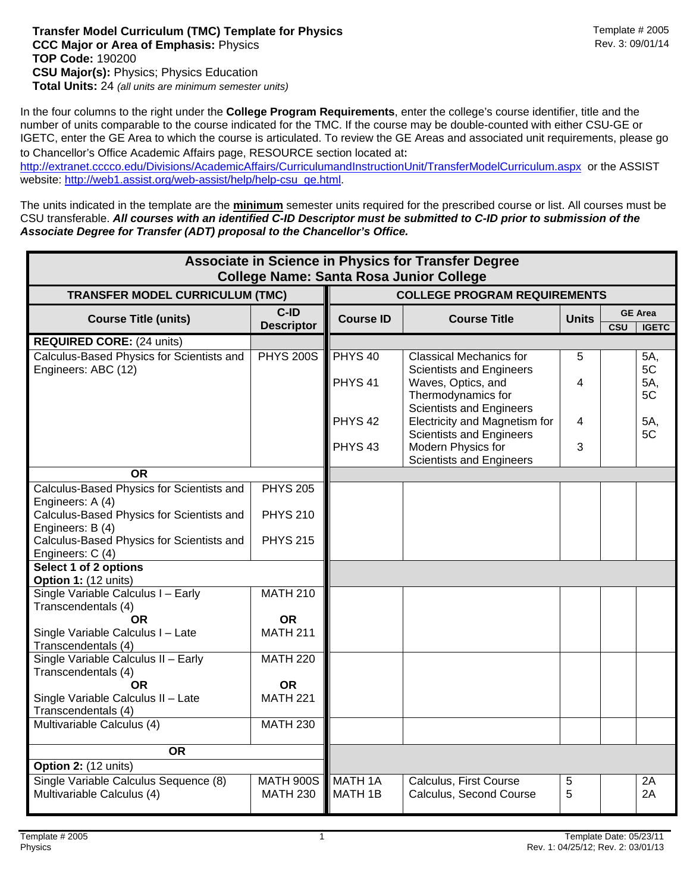**Transfer Model Curriculum (TMC) Template for Physics**
**CCC Major or Area of Emphasis:** Physics
**TOP Code:** 190200
**CSU Major(s):** Physics; Physics Education
**Total Units:** 24 *(all units are minimum semester units)*

Template # 2005
Rev. 3: 09/01/14

In the four columns to the right under the **College Program Requirements**, enter the college's course identifier, title and the number of units comparable to the course indicated for the TMC. If the course may be double-counted with either CSU-GE or IGETC, enter the GE Area to which the course is articulated. To review the GE Areas and associated unit requirements, please go to Chancellor's Office Academic Affairs page, RESOURCE section located at: http://extranet.cccco.edu/Divisions/AcademicAffairs/CurriculumandInstructionUnit/TransferModelCurriculum.aspx or the ASSIST website: http://web1.assist.org/web-assist/help/help-csu_ge.html.

The units indicated in the template are the **minimum** semester units required for the prescribed course or list. All courses must be CSU transferable. ***All courses with an identified C-ID Descriptor must be submitted to C-ID prior to submission of the Associate Degree for Transfer (ADT) proposal to the Chancellor's Office.***

**Associate in Science in Physics for Transfer Degree**
**College Name: Santa Rosa Junior College**

| TRANSFER MODEL CURRICULUM (TMC) | | COLLEGE PROGRAM REQUIREMENTS | | | | |
|---|---|---|---|---|---|---|
| **Course Title (units)** | **C-ID Descriptor** | **Course ID** | **Course Title** | **Units** | **GE Area** | |
| | | | | | **CSU** | **IGETC** |
| **REQUIRED CORE:** (24 units) | | | | | | |
| Calculus-Based Physics for Scientists and Engineers: ABC (12) | PHYS 200S | PHYS 40 | Classical Mechanics for Scientists and Engineers | 5 | | 5A, 5C |
| | | PHYS 41 | Waves, Optics, and Thermodynamics for Scientists and Engineers | 4 | | 5A, 5C |
| | | PHYS 42 | Electricity and Magnetism for Scientists and Engineers | 4 | | 5A, 5C |
| | | PHYS 43 | Modern Physics for Scientists and Engineers | 3 | | |
| **OR** | | | | | | |
| Calculus-Based Physics for Scientists and Engineers: A (4) | PHYS 205 | | | | | |
| Calculus-Based Physics for Scientists and Engineers: B (4) | PHYS 210 | | | | | |
| Calculus-Based Physics for Scientists and Engineers: C (4) | PHYS 215 | | | | | |
| **Select 1 of 2 options** **Option 1:** (12 units) | | | | | | |
| Single Variable Calculus I – Early Transcendentals (4) **OR** Single Variable Calculus I – Late Transcendentals (4) | MATH 210 **OR** MATH 211 | | | | | |
| Single Variable Calculus II – Early Transcendentals (4) **OR** Single Variable Calculus II – Late Transcendentals (4) | MATH 220 **OR** MATH 221 | | | | | |
| Multivariable Calculus (4) | MATH 230 | | | | | |
| **OR** | | | | | | |
| **Option 2:** (12 units) | | | | | | |
| Single Variable Calculus Sequence (8) | MATH 900S | MATH 1A | Calculus, First Course | 5 | | 2A |
| Multivariable Calculus (4) | MATH 230 | MATH 1B | Calculus, Second Course | 5 | | 2A |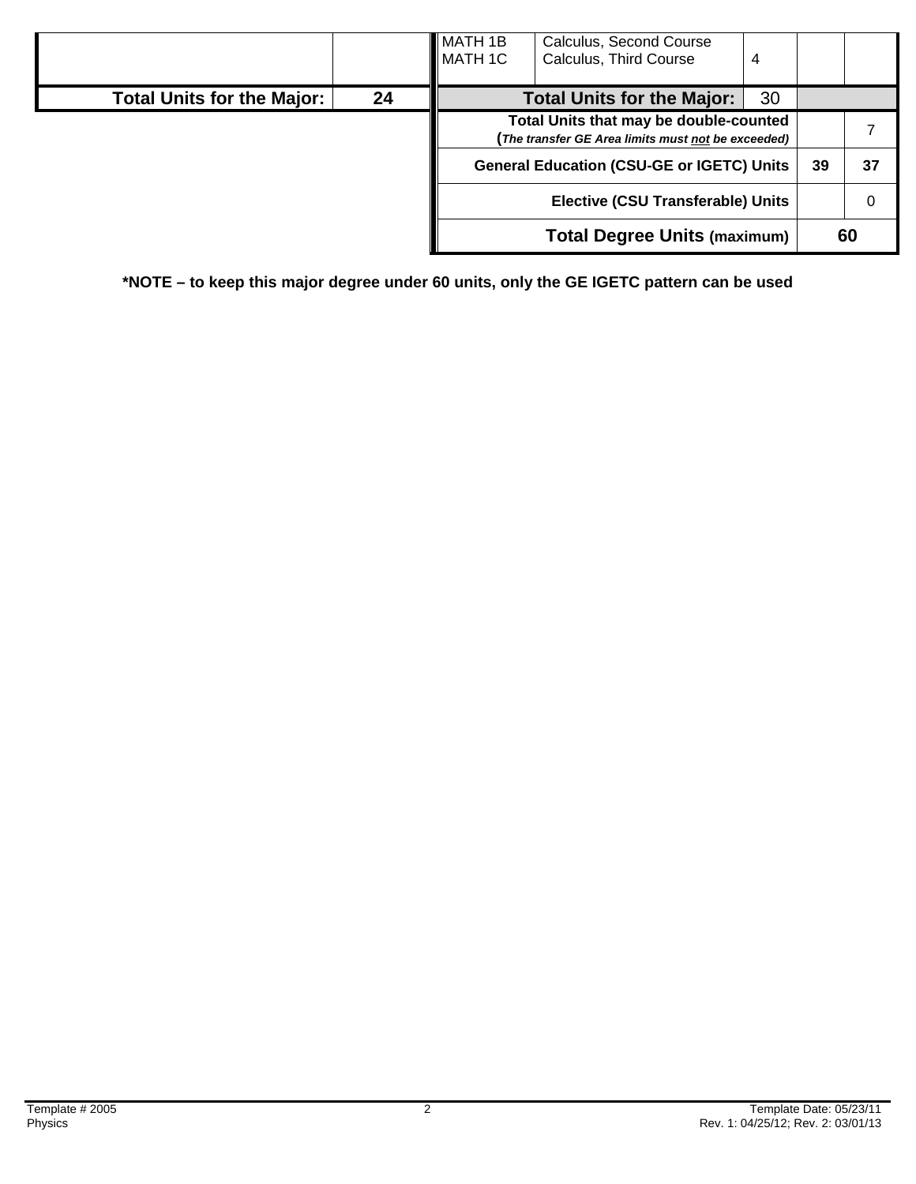| | | | | | | |
|---|---|---|---|---|---|---|
| | | MATH 1B<br>MATH 1C | Calculus, Second Course<br>Calculus, Third Course | 4 | | |
| **Total Units for the Major:** | **24** | | **Total Units for the Major:** | 30 | | |
| | | | **Total Units that may be double-counted**<br>(***The transfer GE Area limits must not be exceeded)*** | | | 7 |
| | | | **General Education (CSU-GE or IGETC) Units** | | **39** | **37** |
| | | | **Elective (CSU Transferable) Units** | | | 0 |
| | | | **Total Degree Units (maximum)** | | **60** | |

***NOTE – to keep this major degree under 60 units, only the GE IGETC pattern can be used**

Template # 2005
Physics

Template Date: 05/23/11
Rev. 1: 04/25/12; Rev. 2: 03/01/13